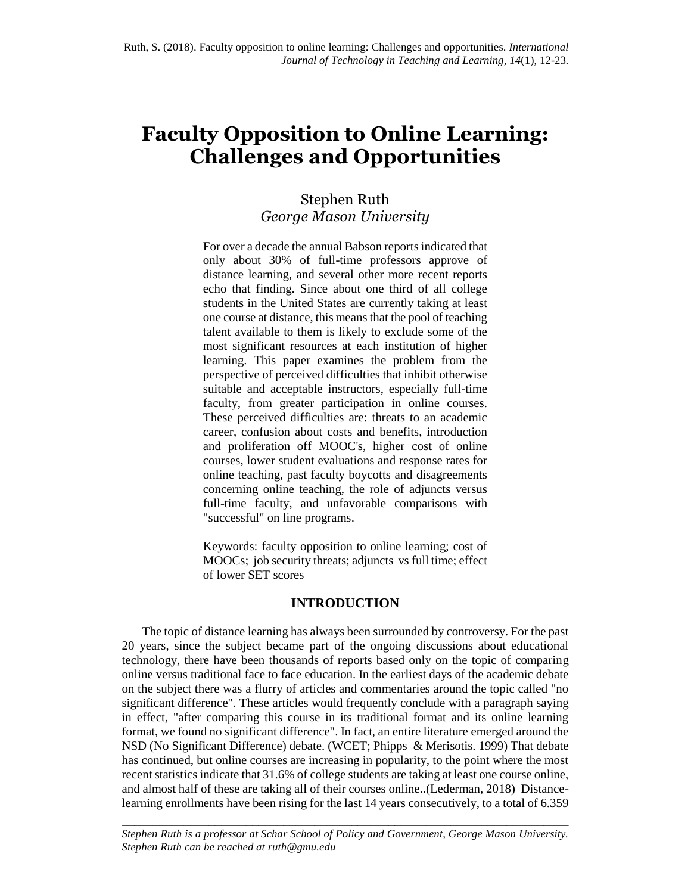Ruth, S. (2018). Faculty opposition to online learning: Challenges and opportunities. *International Journal of Technology in Teaching and Learning, 14*(1), 12-23.

# Faculty Opposition to Online Learning: Challenges and Opportunities

Stephen Ruth
*George Mason University*

For over a decade the annual Babson reports indicated that only about 30% of full-time professors approve of distance learning, and several other more recent reports echo that finding. Since about one third of all college students in the United States are currently taking at least one course at distance, this means that the pool of teaching talent available to them is likely to exclude some of the most significant resources at each institution of higher learning. This paper examines the problem from the perspective of perceived difficulties that inhibit otherwise suitable and acceptable instructors, especially full-time faculty, from greater participation in online courses. These perceived difficulties are: threats to an academic career, confusion about costs and benefits, introduction and proliferation off MOOC's, higher cost of online courses, lower student evaluations and response rates for online teaching, past faculty boycotts and disagreements concerning online teaching, the role of adjuncts versus full-time faculty, and unfavorable comparisons with "successful" on line programs.

Keywords: faculty opposition to online learning; cost of MOOCs; job security threats; adjuncts vs full time; effect of lower SET scores

## INTRODUCTION

The topic of distance learning has always been surrounded by controversy. For the past 20 years, since the subject became part of the ongoing discussions about educational technology, there have been thousands of reports based only on the topic of comparing online versus traditional face to face education. In the earliest days of the academic debate on the subject there was a flurry of articles and commentaries around the topic called "no significant difference". These articles would frequently conclude with a paragraph saying in effect, "after comparing this course in its traditional format and its online learning format, we found no significant difference". In fact, an entire literature emerged around the NSD (No Significant Difference) debate. (WCET; Phipps & Merisotis. 1999) That debate has continued, but online courses are increasing in popularity, to the point where the most recent statistics indicate that 31.6% of college students are taking at least one course online, and almost half of these are taking all of their courses online..(Lederman, 2018) Distance-learning enrollments have been rising for the last 14 years consecutively, to a total of 6.359

---

*Stephen Ruth is a professor at Schar School of Policy and Government, George Mason University. Stephen Ruth can be reached at ruth@gmu.edu*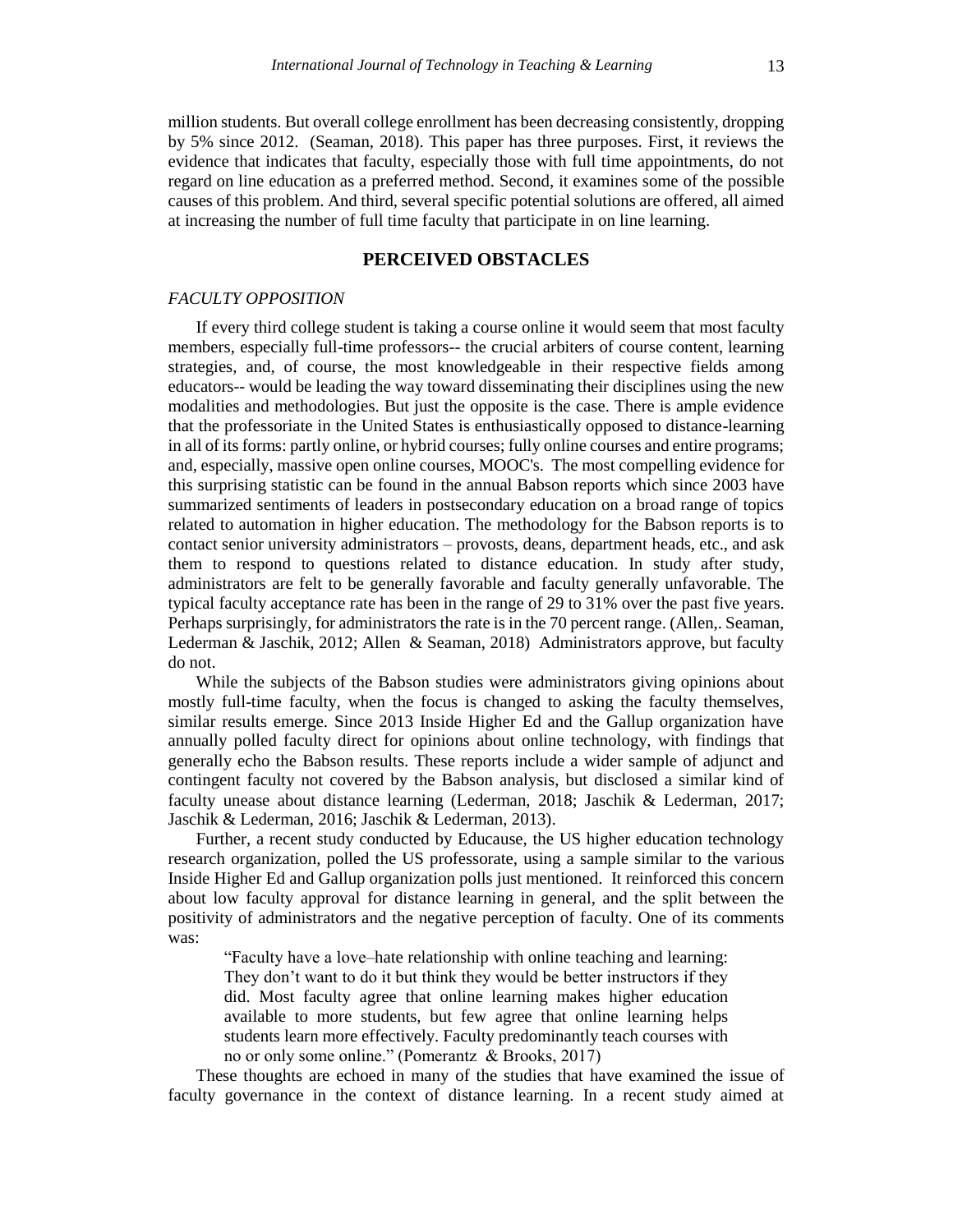million students. But overall college enrollment has been decreasing consistently, dropping by 5% since 2012. (Seaman, 2018). This paper has three purposes. First, it reviews the evidence that indicates that faculty, especially those with full time appointments, do not regard on line education as a preferred method. Second, it examines some of the possible causes of this problem. And third, several specific potential solutions are offered, all aimed at increasing the number of full time faculty that participate in on line learning.

## PERCEIVED OBSTACLES

### *FACULTY OPPOSITION*

If every third college student is taking a course online it would seem that most faculty members, especially full-time professors-- the crucial arbiters of course content, learning strategies, and, of course, the most knowledgeable in their respective fields among educators-- would be leading the way toward disseminating their disciplines using the new modalities and methodologies. But just the opposite is the case. There is ample evidence that the professoriate in the United States is enthusiastically opposed to distance-learning in all of its forms: partly online, or hybrid courses; fully online courses and entire programs; and, especially, massive open online courses, MOOC's. The most compelling evidence for this surprising statistic can be found in the annual Babson reports which since 2003 have summarized sentiments of leaders in postsecondary education on a broad range of topics related to automation in higher education. The methodology for the Babson reports is to contact senior university administrators – provosts, deans, department heads, etc., and ask them to respond to questions related to distance education. In study after study, administrators are felt to be generally favorable and faculty generally unfavorable. The typical faculty acceptance rate has been in the range of 29 to 31% over the past five years. Perhaps surprisingly, for administrators the rate is in the 70 percent range. (Allen,. Seaman, Lederman & Jaschik, 2012; Allen & Seaman, 2018) Administrators approve, but faculty do not.

While the subjects of the Babson studies were administrators giving opinions about mostly full-time faculty, when the focus is changed to asking the faculty themselves, similar results emerge. Since 2013 Inside Higher Ed and the Gallup organization have annually polled faculty direct for opinions about online technology, with findings that generally echo the Babson results. These reports include a wider sample of adjunct and contingent faculty not covered by the Babson analysis, but disclosed a similar kind of faculty unease about distance learning (Lederman, 2018; Jaschik & Lederman, 2017; Jaschik & Lederman, 2016; Jaschik & Lederman, 2013).

Further, a recent study conducted by Educause, the US higher education technology research organization, polled the US professorate, using a sample similar to the various Inside Higher Ed and Gallup organization polls just mentioned. It reinforced this concern about low faculty approval for distance learning in general, and the split between the positivity of administrators and the negative perception of faculty. One of its comments was:

> "Faculty have a love–hate relationship with online teaching and learning: They don't want to do it but think they would be better instructors if they did. Most faculty agree that online learning makes higher education available to more students, but few agree that online learning helps students learn more effectively. Faculty predominantly teach courses with no or only some online." (Pomerantz & Brooks, 2017)

These thoughts are echoed in many of the studies that have examined the issue of faculty governance in the context of distance learning. In a recent study aimed at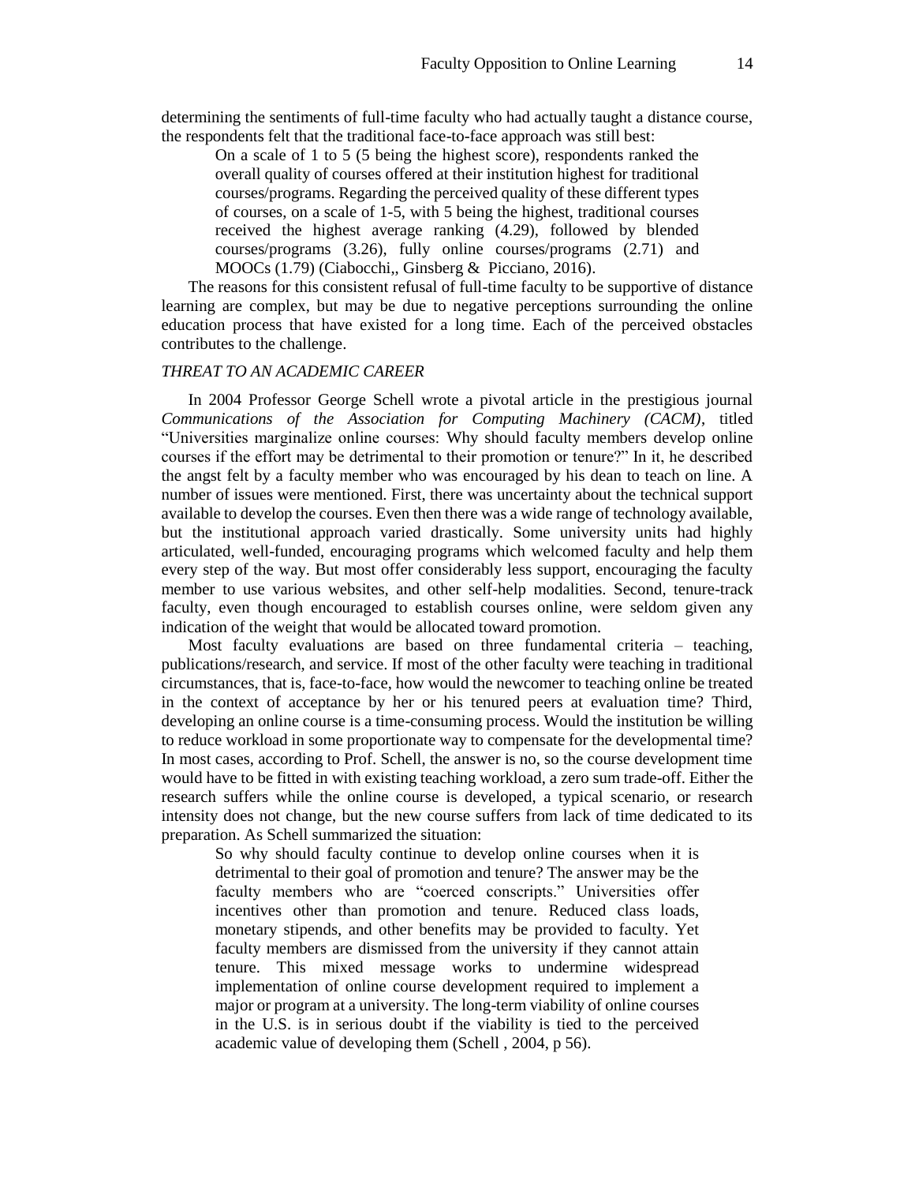determining the sentiments of full-time faculty who had actually taught a distance course, the respondents felt that the traditional face-to-face approach was still best:

> On a scale of 1 to 5 (5 being the highest score), respondents ranked the overall quality of courses offered at their institution highest for traditional courses/programs. Regarding the perceived quality of these different types of courses, on a scale of 1-5, with 5 being the highest, traditional courses received the highest average ranking (4.29), followed by blended courses/programs (3.26), fully online courses/programs (2.71) and MOOCs (1.79) (Ciabocchi,, Ginsberg & Picciano, 2016).

The reasons for this consistent refusal of full-time faculty to be supportive of distance learning are complex, but may be due to negative perceptions surrounding the online education process that have existed for a long time. Each of the perceived obstacles contributes to the challenge.

### *THREAT TO AN ACADEMIC CAREER*

In 2004 Professor George Schell wrote a pivotal article in the prestigious journal *Communications of the Association for Computing Machinery (CACM)*, titled "Universities marginalize online courses: Why should faculty members develop online courses if the effort may be detrimental to their promotion or tenure?" In it, he described the angst felt by a faculty member who was encouraged by his dean to teach on line. A number of issues were mentioned. First, there was uncertainty about the technical support available to develop the courses. Even then there was a wide range of technology available, but the institutional approach varied drastically. Some university units had highly articulated, well-funded, encouraging programs which welcomed faculty and help them every step of the way. But most offer considerably less support, encouraging the faculty member to use various websites, and other self-help modalities. Second, tenure-track faculty, even though encouraged to establish courses online, were seldom given any indication of the weight that would be allocated toward promotion.

Most faculty evaluations are based on three fundamental criteria – teaching, publications/research, and service. If most of the other faculty were teaching in traditional circumstances, that is, face-to-face, how would the newcomer to teaching online be treated in the context of acceptance by her or his tenured peers at evaluation time? Third, developing an online course is a time-consuming process. Would the institution be willing to reduce workload in some proportionate way to compensate for the developmental time? In most cases, according to Prof. Schell, the answer is no, so the course development time would have to be fitted in with existing teaching workload, a zero sum trade-off. Either the research suffers while the online course is developed, a typical scenario, or research intensity does not change, but the new course suffers from lack of time dedicated to its preparation. As Schell summarized the situation:

> So why should faculty continue to develop online courses when it is detrimental to their goal of promotion and tenure? The answer may be the faculty members who are "coerced conscripts." Universities offer incentives other than promotion and tenure. Reduced class loads, monetary stipends, and other benefits may be provided to faculty. Yet faculty members are dismissed from the university if they cannot attain tenure. This mixed message works to undermine widespread implementation of online course development required to implement a major or program at a university. The long-term viability of online courses in the U.S. is in serious doubt if the viability is tied to the perceived academic value of developing them (Schell , 2004, p 56).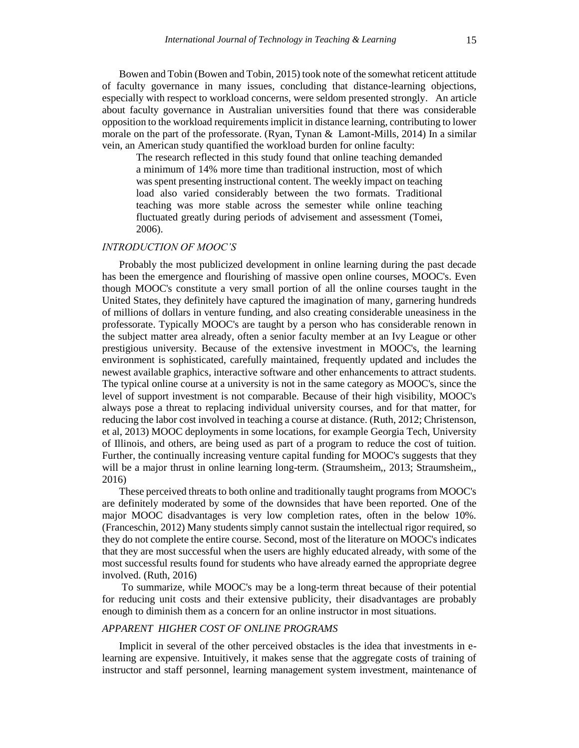Bowen and Tobin (Bowen and Tobin, 2015) took note of the somewhat reticent attitude of faculty governance in many issues, concluding that distance-learning objections, especially with respect to workload concerns, were seldom presented strongly. An article about faculty governance in Australian universities found that there was considerable opposition to the workload requirements implicit in distance learning, contributing to lower morale on the part of the professorate. (Ryan, Tynan & Lamont-Mills, 2014) In a similar vein, an American study quantified the workload burden for online faculty:

> The research reflected in this study found that online teaching demanded a minimum of 14% more time than traditional instruction, most of which was spent presenting instructional content. The weekly impact on teaching load also varied considerably between the two formats. Traditional teaching was more stable across the semester while online teaching fluctuated greatly during periods of advisement and assessment (Tomei, 2006).

### *INTRODUCTION OF MOOC'S*

Probably the most publicized development in online learning during the past decade has been the emergence and flourishing of massive open online courses, MOOC's. Even though MOOC's constitute a very small portion of all the online courses taught in the United States, they definitely have captured the imagination of many, garnering hundreds of millions of dollars in venture funding, and also creating considerable uneasiness in the professorate. Typically MOOC's are taught by a person who has considerable renown in the subject matter area already, often a senior faculty member at an Ivy League or other prestigious university. Because of the extensive investment in MOOC's, the learning environment is sophisticated, carefully maintained, frequently updated and includes the newest available graphics, interactive software and other enhancements to attract students. The typical online course at a university is not in the same category as MOOC's, since the level of support investment is not comparable. Because of their high visibility, MOOC's always pose a threat to replacing individual university courses, and for that matter, for reducing the labor cost involved in teaching a course at distance. (Ruth, 2012; Christenson, et al, 2013) MOOC deployments in some locations, for example Georgia Tech, University of Illinois, and others, are being used as part of a program to reduce the cost of tuition. Further, the continually increasing venture capital funding for MOOC's suggests that they will be a major thrust in online learning long-term. (Straumsheim,, 2013; Straumsheim,, 2016)

These perceived threats to both online and traditionally taught programs from MOOC's are definitely moderated by some of the downsides that have been reported. One of the major MOOC disadvantages is very low completion rates, often in the below 10%. (Franceschin, 2012) Many students simply cannot sustain the intellectual rigor required, so they do not complete the entire course. Second, most of the literature on MOOC's indicates that they are most successful when the users are highly educated already, with some of the most successful results found for students who have already earned the appropriate degree involved. (Ruth, 2016)

To summarize, while MOOC's may be a long-term threat because of their potential for reducing unit costs and their extensive publicity, their disadvantages are probably enough to diminish them as a concern for an online instructor in most situations.

### *APPARENT HIGHER COST OF ONLINE PROGRAMS*

Implicit in several of the other perceived obstacles is the idea that investments in e-learning are expensive. Intuitively, it makes sense that the aggregate costs of training of instructor and staff personnel, learning management system investment, maintenance of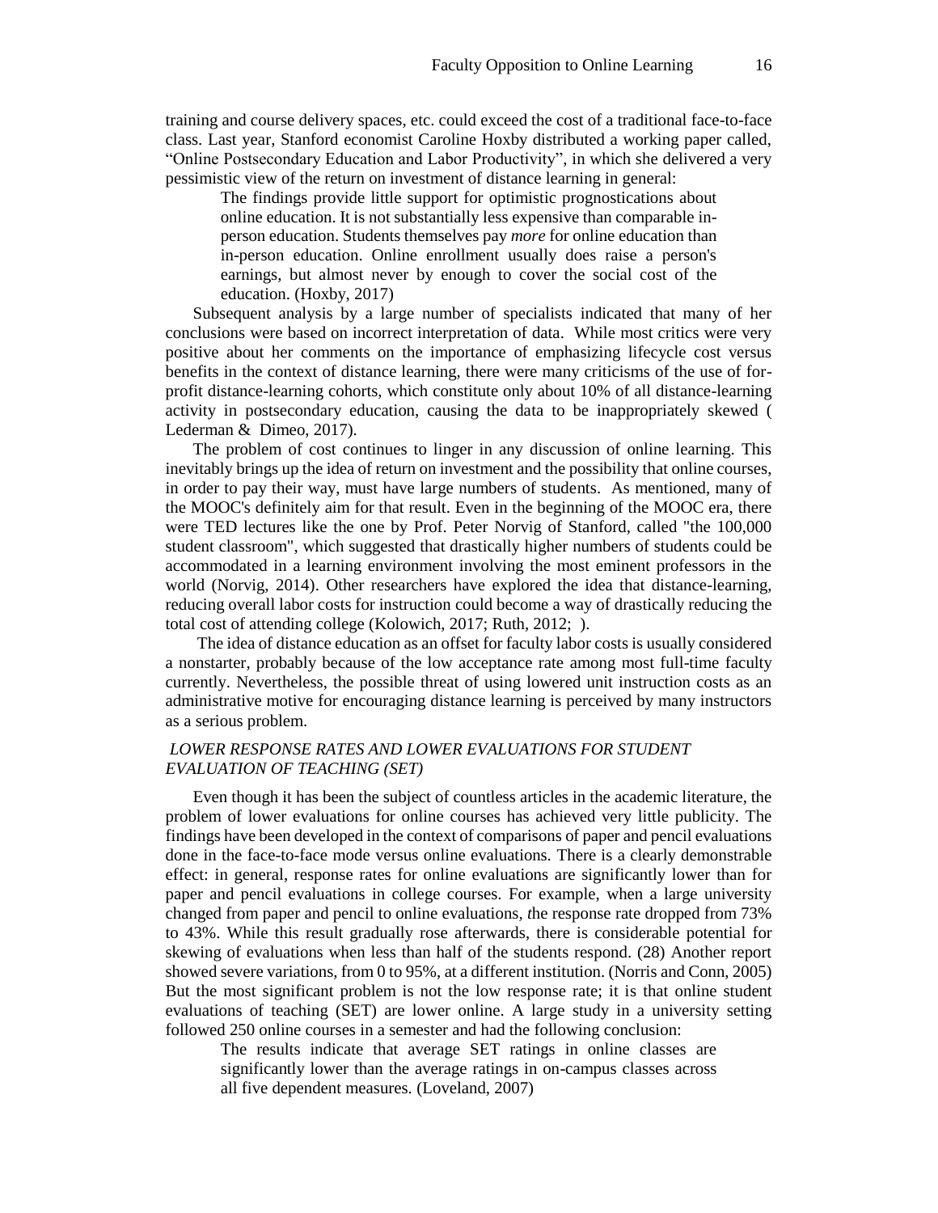training and course delivery spaces, etc. could exceed the cost of a traditional face-to-face class. Last year, Stanford economist Caroline Hoxby distributed a working paper called, "Online Postsecondary Education and Labor Productivity", in which she delivered a very pessimistic view of the return on investment of distance learning in general:

> The findings provide little support for optimistic prognostications about online education. It is not substantially less expensive than comparable in-person education. Students themselves pay *more* for online education than in-person education. Online enrollment usually does raise a person's earnings, but almost never by enough to cover the social cost of the education. (Hoxby, 2017)

Subsequent analysis by a large number of specialists indicated that many of her conclusions were based on incorrect interpretation of data. While most critics were very positive about her comments on the importance of emphasizing lifecycle cost versus benefits in the context of distance learning, there were many criticisms of the use of for-profit distance-learning cohorts, which constitute only about 10% of all distance-learning activity in postsecondary education, causing the data to be inappropriately skewed ( Lederman & Dimeo, 2017).

The problem of cost continues to linger in any discussion of online learning. This inevitably brings up the idea of return on investment and the possibility that online courses, in order to pay their way, must have large numbers of students. As mentioned, many of the MOOC's definitely aim for that result. Even in the beginning of the MOOC era, there were TED lectures like the one by Prof. Peter Norvig of Stanford, called "the 100,000 student classroom", which suggested that drastically higher numbers of students could be accommodated in a learning environment involving the most eminent professors in the world (Norvig, 2014). Other researchers have explored the idea that distance-learning, reducing overall labor costs for instruction could become a way of drastically reducing the total cost of attending college (Kolowich, 2017; Ruth, 2012; ).

The idea of distance education as an offset for faculty labor costs is usually considered a nonstarter, probably because of the low acceptance rate among most full-time faculty currently. Nevertheless, the possible threat of using lowered unit instruction costs as an administrative motive for encouraging distance learning is perceived by many instructors as a serious problem.

### *LOWER RESPONSE RATES AND LOWER EVALUATIONS FOR STUDENT EVALUATION OF TEACHING (SET)*

Even though it has been the subject of countless articles in the academic literature, the problem of lower evaluations for online courses has achieved very little publicity. The findings have been developed in the context of comparisons of paper and pencil evaluations done in the face-to-face mode versus online evaluations. There is a clearly demonstrable effect: in general, response rates for online evaluations are significantly lower than for paper and pencil evaluations in college courses. For example, when a large university changed from paper and pencil to online evaluations, *t*he response rate dropped from 73% to 43%. While this result gradually rose afterwards, there is considerable potential for skewing of evaluations when less than half of the students respond. (28) Another report showed severe variations, from 0 to 95%, at a different institution. (Norris and Conn, 2005) But the most significant problem is not the low response rate; it is that online student evaluations of teaching (SET) are lower online. A large study in a university setting followed 250 online courses in a semester and had the following conclusion:

> The results indicate that average SET ratings in online classes are significantly lower than the average ratings in on-campus classes across all five dependent measures. (Loveland, 2007)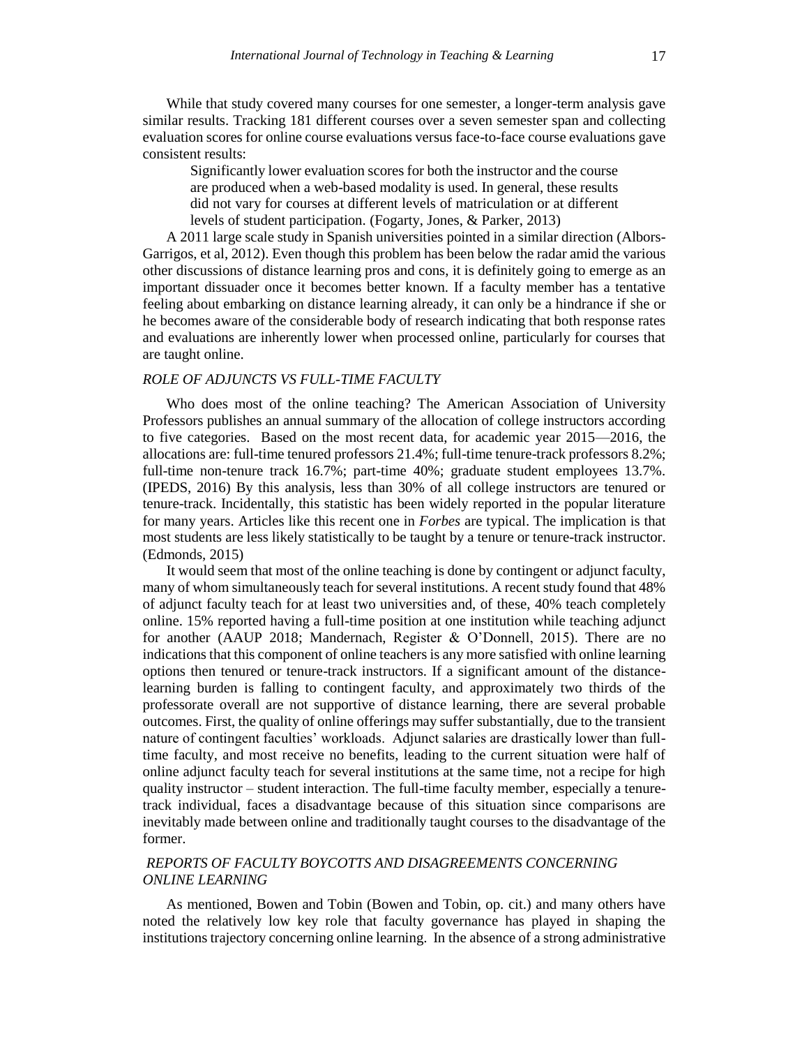While that study covered many courses for one semester, a longer-term analysis gave similar results. Tracking 181 different courses over a seven semester span and collecting evaluation scores for online course evaluations versus face-to-face course evaluations gave consistent results:

> Significantly lower evaluation scores for both the instructor and the course are produced when a web-based modality is used. In general, these results did not vary for courses at different levels of matriculation or at different levels of student participation. (Fogarty, Jones, & Parker, 2013)

A 2011 large scale study in Spanish universities pointed in a similar direction (Albors-Garrigos, et al, 2012). Even though this problem has been below the radar amid the various other discussions of distance learning pros and cons, it is definitely going to emerge as an important dissuader once it becomes better known. If a faculty member has a tentative feeling about embarking on distance learning already, it can only be a hindrance if she or he becomes aware of the considerable body of research indicating that both response rates and evaluations are inherently lower when processed online, particularly for courses that are taught online.

### *ROLE OF ADJUNCTS VS FULL-TIME FACULTY*

Who does most of the online teaching? The American Association of University Professors publishes an annual summary of the allocation of college instructors according to five categories. Based on the most recent data, for academic year 2015—2016, the allocations are: full-time tenured professors 21.4%; full-time tenure-track professors 8.2%; full-time non-tenure track 16.7%; part-time 40%; graduate student employees 13.7%. (IPEDS, 2016) By this analysis, less than 30% of all college instructors are tenured or tenure-track. Incidentally, this statistic has been widely reported in the popular literature for many years. Articles like this recent one in *Forbes* are typical. The implication is that most students are less likely statistically to be taught by a tenure or tenure-track instructor. (Edmonds, 2015)

It would seem that most of the online teaching is done by contingent or adjunct faculty, many of whom simultaneously teach for several institutions. A recent study found that 48% of adjunct faculty teach for at least two universities and, of these, 40% teach completely online. 15% reported having a full-time position at one institution while teaching adjunct for another (AAUP 2018; Mandernach, Register & O'Donnell, 2015). There are no indications that this component of online teachers is any more satisfied with online learning options then tenured or tenure-track instructors. If a significant amount of the distance-learning burden is falling to contingent faculty, and approximately two thirds of the professorate overall are not supportive of distance learning, there are several probable outcomes. First, the quality of online offerings may suffer substantially, due to the transient nature of contingent faculties' workloads. Adjunct salaries are drastically lower than full-time faculty, and most receive no benefits, leading to the current situation were half of online adjunct faculty teach for several institutions at the same time, not a recipe for high quality instructor – student interaction. The full-time faculty member, especially a tenure-track individual, faces a disadvantage because of this situation since comparisons are inevitably made between online and traditionally taught courses to the disadvantage of the former.

### *REPORTS OF FACULTY BOYCOTTS AND DISAGREEMENTS CONCERNING ONLINE LEARNING*

As mentioned, Bowen and Tobin (Bowen and Tobin, op. cit.) and many others have noted the relatively low key role that faculty governance has played in shaping the institutions trajectory concerning online learning. In the absence of a strong administrative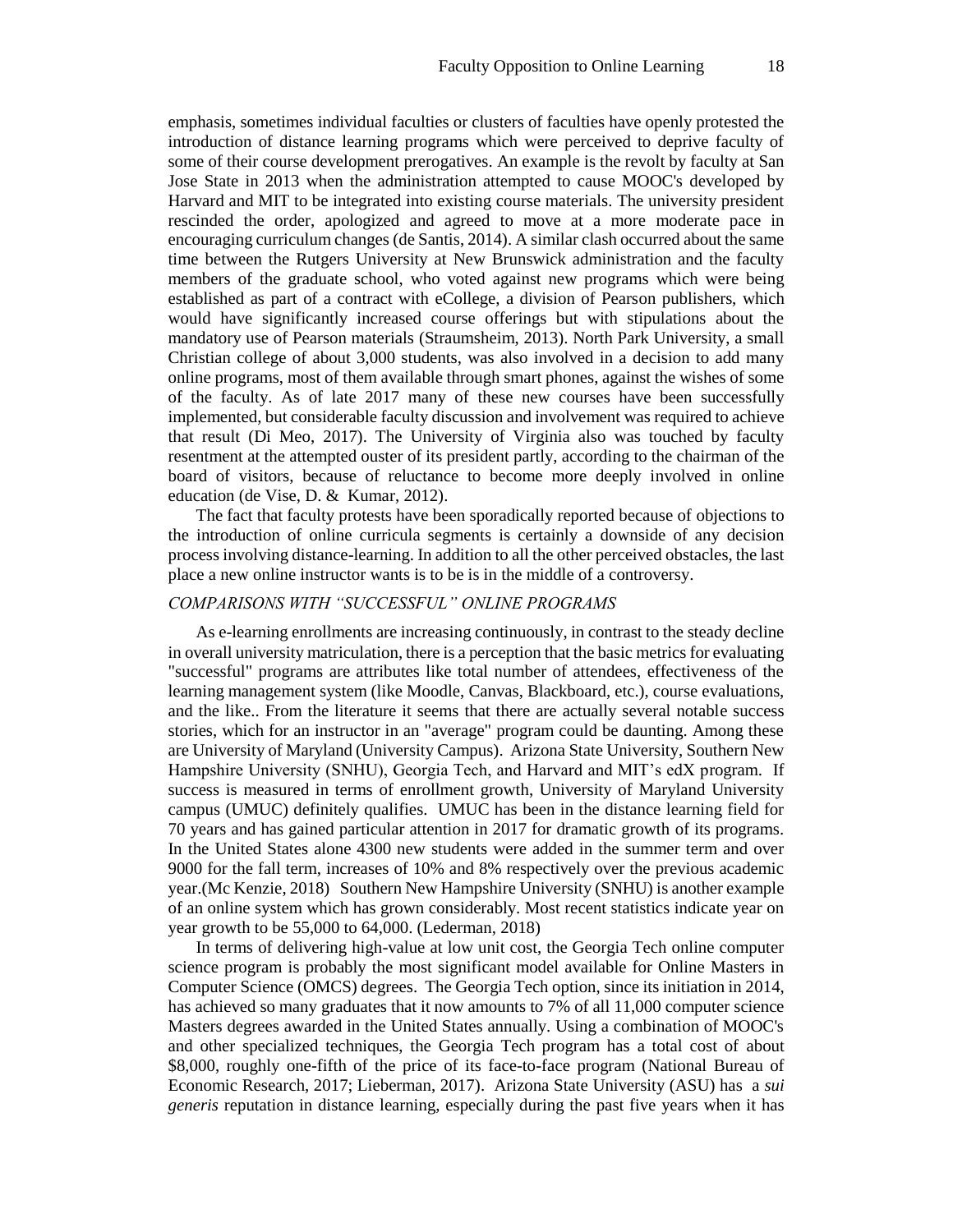emphasis, sometimes individual faculties or clusters of faculties have openly protested the introduction of distance learning programs which were perceived to deprive faculty of some of their course development prerogatives. An example is the revolt by faculty at San Jose State in 2013 when the administration attempted to cause MOOC's developed by Harvard and MIT to be integrated into existing course materials. The university president rescinded the order, apologized and agreed to move at a more moderate pace in encouraging curriculum changes (de Santis, 2014). A similar clash occurred about the same time between the Rutgers University at New Brunswick administration and the faculty members of the graduate school, who voted against new programs which were being established as part of a contract with eCollege, a division of Pearson publishers, which would have significantly increased course offerings but with stipulations about the mandatory use of Pearson materials (Straumsheim, 2013). North Park University, a small Christian college of about 3,000 students, was also involved in a decision to add many online programs, most of them available through smart phones, against the wishes of some of the faculty. As of late 2017 many of these new courses have been successfully implemented, but considerable faculty discussion and involvement was required to achieve that result (Di Meo, 2017). The University of Virginia also was touched by faculty resentment at the attempted ouster of its president partly, according to the chairman of the board of visitors, because of reluctance to become more deeply involved in online education (de Vise, D. & Kumar, 2012).

The fact that faculty protests have been sporadically reported because of objections to the introduction of online curricula segments is certainly a downside of any decision process involving distance-learning. In addition to all the other perceived obstacles, the last place a new online instructor wants is to be is in the middle of a controversy.

### *COMPARISONS WITH "SUCCESSFUL" ONLINE PROGRAMS*

As e-learning enrollments are increasing continuously, in contrast to the steady decline in overall university matriculation, there is a perception that the basic metrics for evaluating "successful" programs are attributes like total number of attendees, effectiveness of the learning management system (like Moodle, Canvas, Blackboard, etc.), course evaluations, and the like.. From the literature it seems that there are actually several notable success stories, which for an instructor in an "average" program could be daunting. Among these are University of Maryland (University Campus). Arizona State University, Southern New Hampshire University (SNHU), Georgia Tech, and Harvard and MIT's edX program. If success is measured in terms of enrollment growth, University of Maryland University campus (UMUC) definitely qualifies. UMUC has been in the distance learning field for 70 years and has gained particular attention in 2017 for dramatic growth of its programs. In the United States alone 4300 new students were added in the summer term and over 9000 for the fall term, increases of 10% and 8% respectively over the previous academic year.(Mc Kenzie, 2018) Southern New Hampshire University (SNHU) is another example of an online system which has grown considerably. Most recent statistics indicate year on year growth to be 55,000 to 64,000. (Lederman, 2018)

In terms of delivering high-value at low unit cost, the Georgia Tech online computer science program is probably the most significant model available for Online Masters in Computer Science (OMCS) degrees. The Georgia Tech option, since its initiation in 2014, has achieved so many graduates that it now amounts to 7% of all 11,000 computer science Masters degrees awarded in the United States annually. Using a combination of MOOC's and other specialized techniques, the Georgia Tech program has a total cost of about $8,000, roughly one-fifth of the price of its face-to-face program (National Bureau of Economic Research, 2017; Lieberman, 2017). Arizona State University (ASU) has a *sui generis* reputation in distance learning, especially during the past five years when it has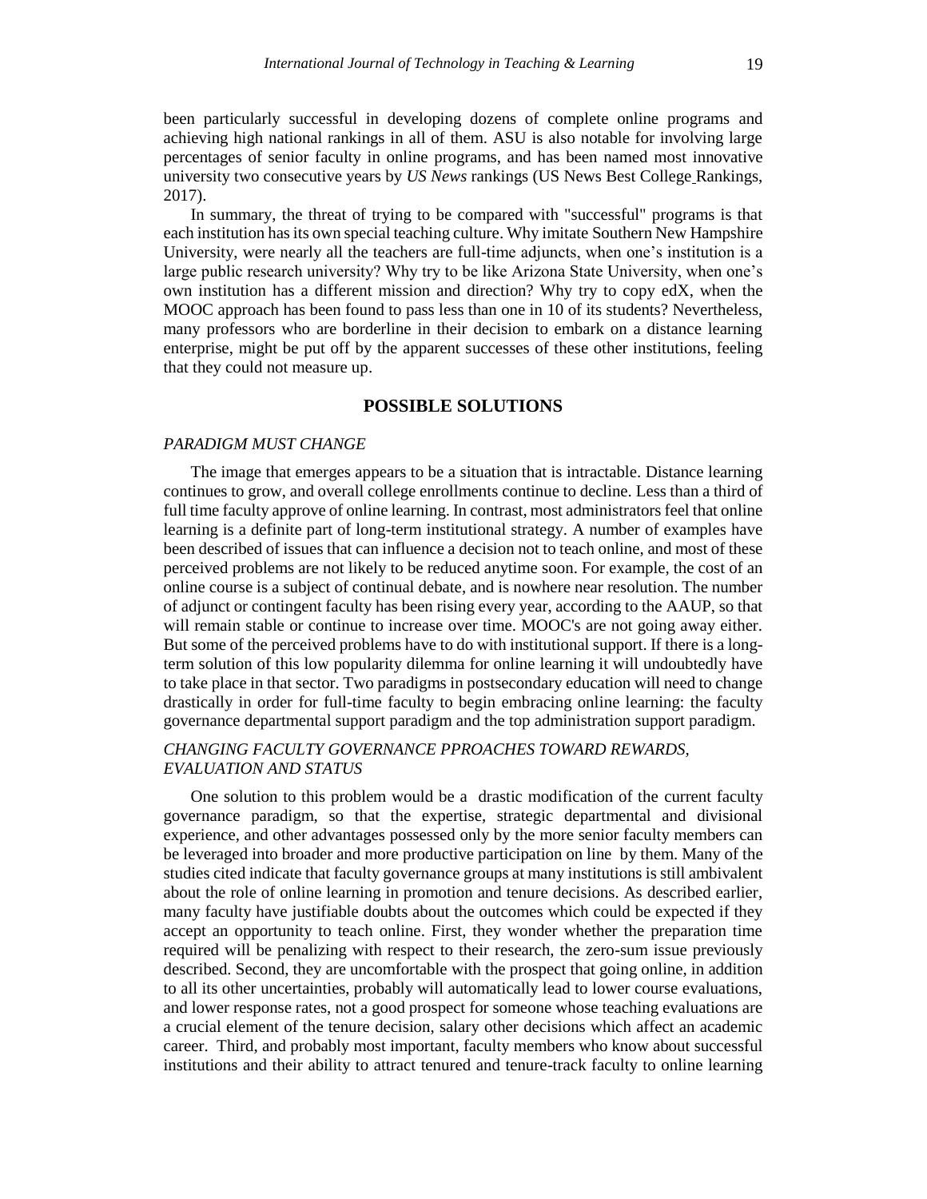been particularly successful in developing dozens of complete online programs and achieving high national rankings in all of them. ASU is also notable for involving large percentages of senior faculty in online programs, and has been named most innovative university two consecutive years by *US News* rankings (US News Best College Rankings, 2017).

In summary, the threat of trying to be compared with "successful" programs is that each institution has its own special teaching culture. Why imitate Southern New Hampshire University, were nearly all the teachers are full-time adjuncts, when one's institution is a large public research university? Why try to be like Arizona State University, when one's own institution has a different mission and direction? Why try to copy edX, when the MOOC approach has been found to pass less than one in 10 of its students? Nevertheless, many professors who are borderline in their decision to embark on a distance learning enterprise, might be put off by the apparent successes of these other institutions, feeling that they could not measure up.

## POSSIBLE SOLUTIONS

### *PARADIGM MUST CHANGE*

The image that emerges appears to be a situation that is intractable. Distance learning continues to grow, and overall college enrollments continue to decline. Less than a third of full time faculty approve of online learning. In contrast, most administrators feel that online learning is a definite part of long-term institutional strategy. A number of examples have been described of issues that can influence a decision not to teach online, and most of these perceived problems are not likely to be reduced anytime soon. For example, the cost of an online course is a subject of continual debate, and is nowhere near resolution. The number of adjunct or contingent faculty has been rising every year, according to the AAUP, so that will remain stable or continue to increase over time. MOOC's are not going away either. But some of the perceived problems have to do with institutional support. If there is a long-term solution of this low popularity dilemma for online learning it will undoubtedly have to take place in that sector. Two paradigms in postsecondary education will need to change drastically in order for full-time faculty to begin embracing online learning: the faculty governance departmental support paradigm and the top administration support paradigm.

### *CHANGING FACULTY GOVERNANCE PPROACHES TOWARD REWARDS, EVALUATION AND STATUS*

One solution to this problem would be a drastic modification of the current faculty governance paradigm, so that the expertise, strategic departmental and divisional experience, and other advantages possessed only by the more senior faculty members can be leveraged into broader and more productive participation on line by them. Many of the studies cited indicate that faculty governance groups at many institutions is still ambivalent about the role of online learning in promotion and tenure decisions. As described earlier, many faculty have justifiable doubts about the outcomes which could be expected if they accept an opportunity to teach online. First, they wonder whether the preparation time required will be penalizing with respect to their research, the zero-sum issue previously described. Second, they are uncomfortable with the prospect that going online, in addition to all its other uncertainties, probably will automatically lead to lower course evaluations, and lower response rates, not a good prospect for someone whose teaching evaluations are a crucial element of the tenure decision, salary other decisions which affect an academic career. Third, and probably most important, faculty members who know about successful institutions and their ability to attract tenured and tenure-track faculty to online learning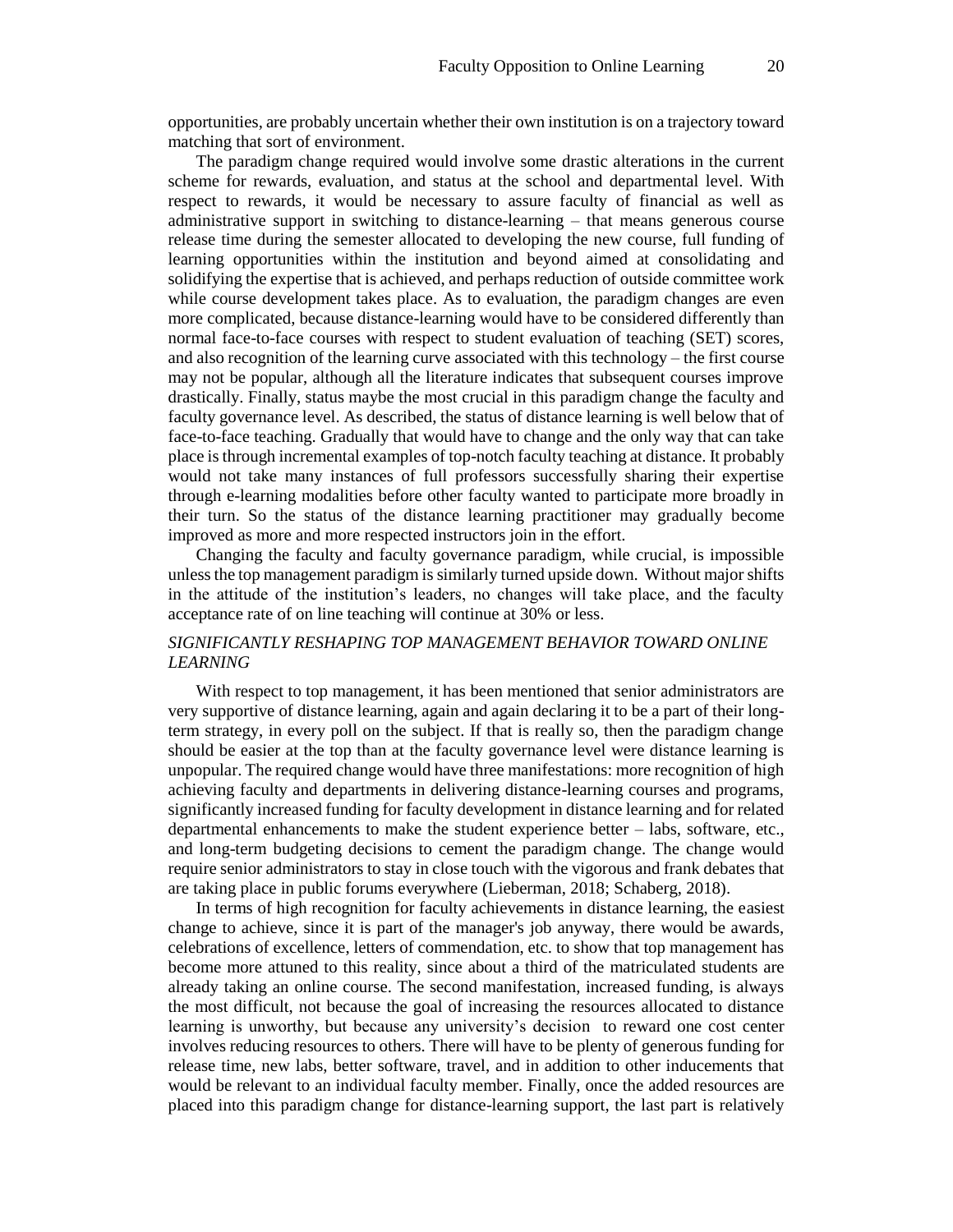opportunities, are probably uncertain whether their own institution is on a trajectory toward matching that sort of environment.

The paradigm change required would involve some drastic alterations in the current scheme for rewards, evaluation, and status at the school and departmental level. With respect to rewards, it would be necessary to assure faculty of financial as well as administrative support in switching to distance-learning – that means generous course release time during the semester allocated to developing the new course, full funding of learning opportunities within the institution and beyond aimed at consolidating and solidifying the expertise that is achieved, and perhaps reduction of outside committee work while course development takes place. As to evaluation, the paradigm changes are even more complicated, because distance-learning would have to be considered differently than normal face-to-face courses with respect to student evaluation of teaching (SET) scores, and also recognition of the learning curve associated with this technology – the first course may not be popular, although all the literature indicates that subsequent courses improve drastically. Finally, status maybe the most crucial in this paradigm change the faculty and faculty governance level. As described, the status of distance learning is well below that of face-to-face teaching. Gradually that would have to change and the only way that can take place is through incremental examples of top-notch faculty teaching at distance. It probably would not take many instances of full professors successfully sharing their expertise through e-learning modalities before other faculty wanted to participate more broadly in their turn. So the status of the distance learning practitioner may gradually become improved as more and more respected instructors join in the effort.

Changing the faculty and faculty governance paradigm, while crucial, is impossible unless the top management paradigm is similarly turned upside down. Without major shifts in the attitude of the institution's leaders, no changes will take place, and the faculty acceptance rate of on line teaching will continue at 30% or less.

### *SIGNIFICANTLY RESHAPING TOP MANAGEMENT BEHAVIOR TOWARD ONLINE LEARNING*

With respect to top management, it has been mentioned that senior administrators are very supportive of distance learning, again and again declaring it to be a part of their long-term strategy, in every poll on the subject. If that is really so, then the paradigm change should be easier at the top than at the faculty governance level were distance learning is unpopular. The required change would have three manifestations: more recognition of high achieving faculty and departments in delivering distance-learning courses and programs, significantly increased funding for faculty development in distance learning and for related departmental enhancements to make the student experience better – labs, software, etc., and long-term budgeting decisions to cement the paradigm change. The change would require senior administrators to stay in close touch with the vigorous and frank debates that are taking place in public forums everywhere (Lieberman, 2018; Schaberg, 2018).

In terms of high recognition for faculty achievements in distance learning, the easiest change to achieve, since it is part of the manager's job anyway, there would be awards, celebrations of excellence, letters of commendation, etc. to show that top management has become more attuned to this reality, since about a third of the matriculated students are already taking an online course. The second manifestation, increased funding, is always the most difficult, not because the goal of increasing the resources allocated to distance learning is unworthy, but because any university's decision to reward one cost center involves reducing resources to others. There will have to be plenty of generous funding for release time, new labs, better software, travel, and in addition to other inducements that would be relevant to an individual faculty member. Finally, once the added resources are placed into this paradigm change for distance-learning support, the last part is relatively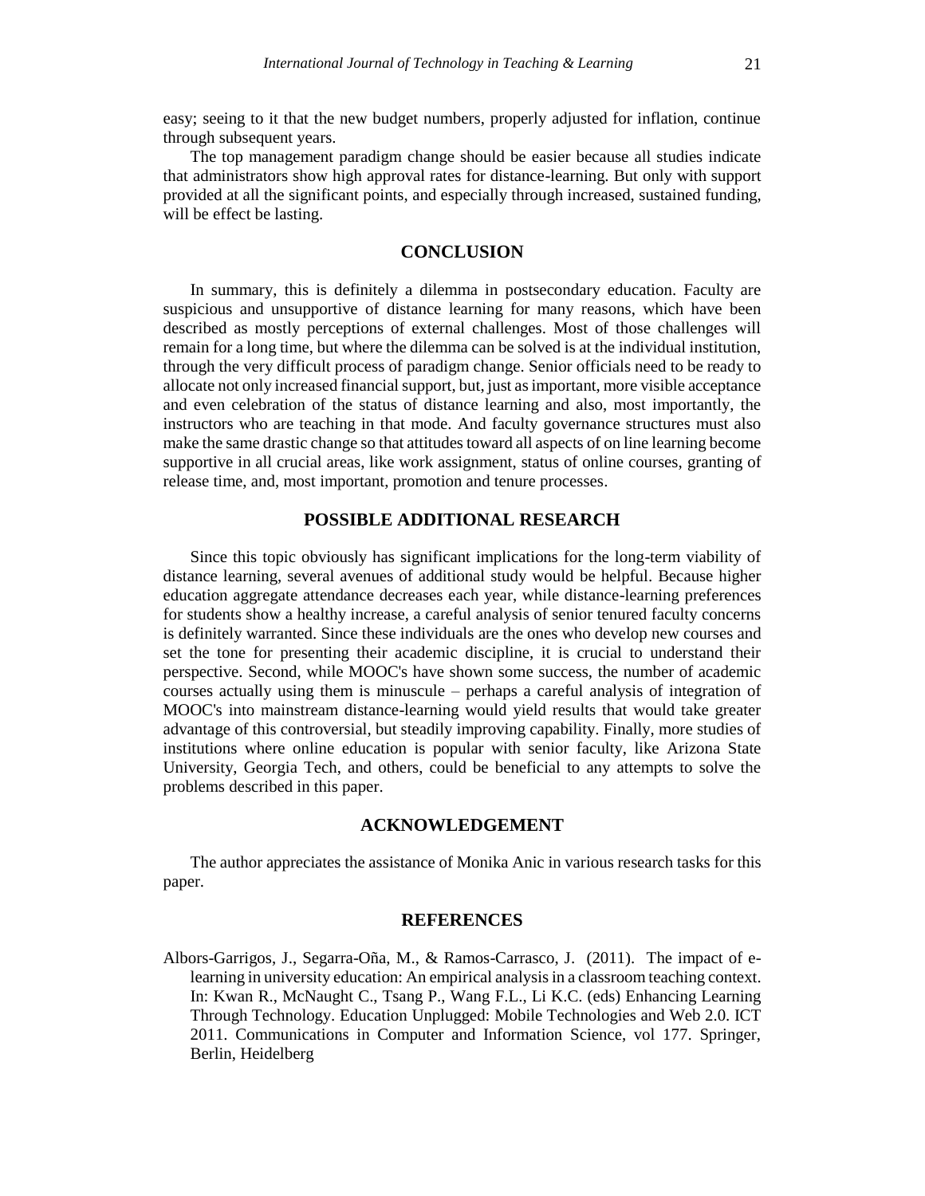easy; seeing to it that the new budget numbers, properly adjusted for inflation, continue through subsequent years.

The top management paradigm change should be easier because all studies indicate that administrators show high approval rates for distance-learning. But only with support provided at all the significant points, and especially through increased, sustained funding, will be effect be lasting.

## CONCLUSION

In summary, this is definitely a dilemma in postsecondary education. Faculty are suspicious and unsupportive of distance learning for many reasons, which have been described as mostly perceptions of external challenges. Most of those challenges will remain for a long time, but where the dilemma can be solved is at the individual institution, through the very difficult process of paradigm change. Senior officials need to be ready to allocate not only increased financial support, but, just as important, more visible acceptance and even celebration of the status of distance learning and also, most importantly, the instructors who are teaching in that mode. And faculty governance structures must also make the same drastic change so that attitudes toward all aspects of on line learning become supportive in all crucial areas, like work assignment, status of online courses, granting of release time, and, most important, promotion and tenure processes.

## POSSIBLE ADDITIONAL RESEARCH

Since this topic obviously has significant implications for the long-term viability of distance learning, several avenues of additional study would be helpful. Because higher education aggregate attendance decreases each year, while distance-learning preferences for students show a healthy increase, a careful analysis of senior tenured faculty concerns is definitely warranted. Since these individuals are the ones who develop new courses and set the tone for presenting their academic discipline, it is crucial to understand their perspective. Second, while MOOC's have shown some success, the number of academic courses actually using them is minuscule – perhaps a careful analysis of integration of MOOC's into mainstream distance-learning would yield results that would take greater advantage of this controversial, but steadily improving capability. Finally, more studies of institutions where online education is popular with senior faculty, like Arizona State University, Georgia Tech, and others, could be beneficial to any attempts to solve the problems described in this paper.

## ACKNOWLEDGEMENT

The author appreciates the assistance of Monika Anic in various research tasks for this paper.

## REFERENCES

Albors-Garrigos, J., Segarra-Oña, M., & Ramos-Carrasco, J. (2011). The impact of e-learning in university education: An empirical analysis in a classroom teaching context. In: Kwan R., McNaught C., Tsang P., Wang F.L., Li K.C. (eds) Enhancing Learning Through Technology. Education Unplugged: Mobile Technologies and Web 2.0. ICT 2011. Communications in Computer and Information Science, vol 177. Springer, Berlin, Heidelberg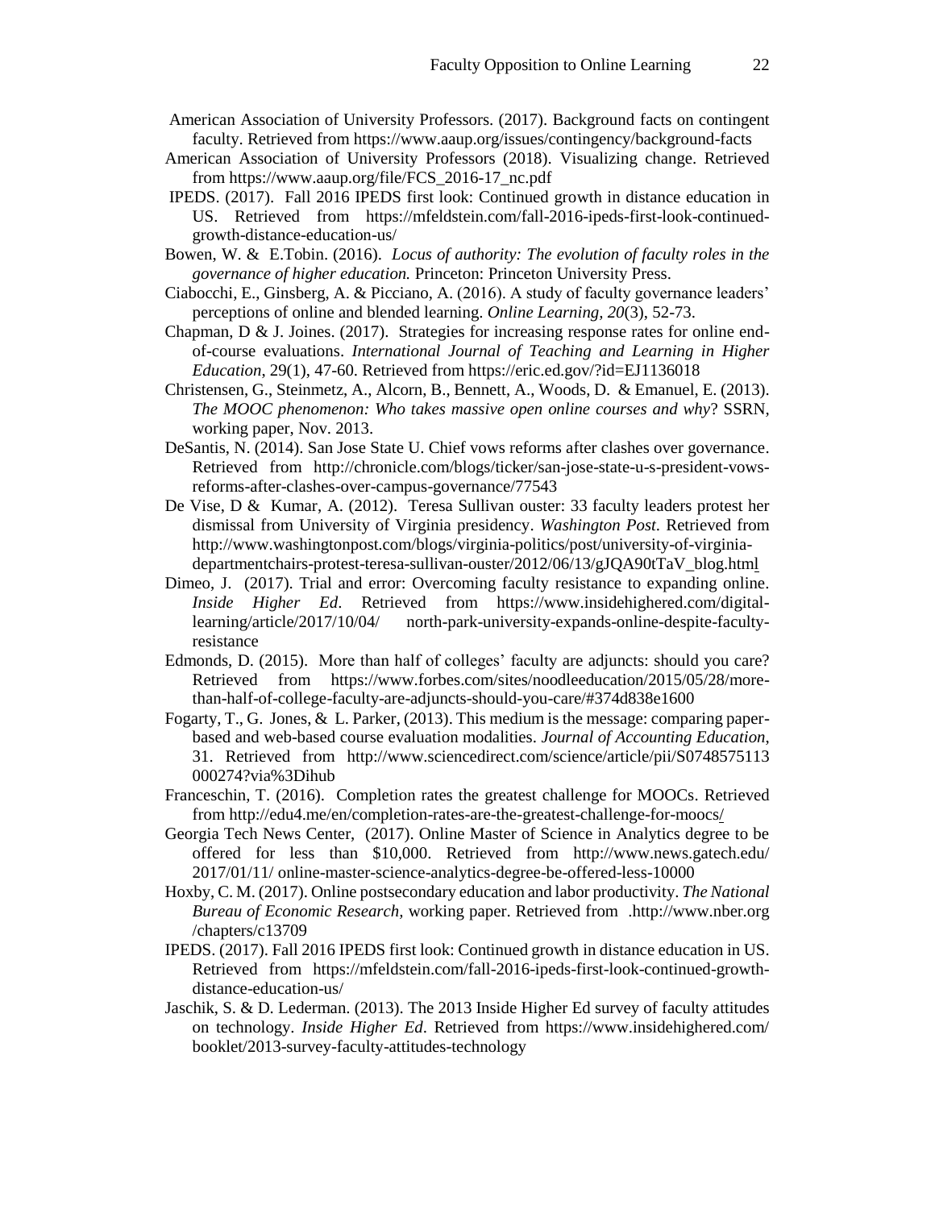American Association of University Professors. (2017). Background facts on contingent faculty. Retrieved from https://www.aaup.org/issues/contingency/background-facts

American Association of University Professors (2018). Visualizing change. Retrieved from https://www.aaup.org/file/FCS_2016-17_nc.pdf

IPEDS. (2017). Fall 2016 IPEDS first look: Continued growth in distance education in US. Retrieved from https://mfeldstein.com/fall-2016-ipeds-first-look-continued-growth-distance-education-us/

Bowen, W. & E.Tobin. (2016). *Locus of authority: The evolution of faculty roles in the governance of higher education.* Princeton: Princeton University Press.

Ciabocchi, E., Ginsberg, A. & Picciano, A. (2016). A study of faculty governance leaders' perceptions of online and blended learning. *Online Learning, 20*(3), 52-73.

Chapman, D & J. Joines. (2017). Strategies for increasing response rates for online end-of-course evaluations. *International Journal of Teaching and Learning in Higher Education*, 29(1), 47-60. Retrieved from https://eric.ed.gov/?id=EJ1136018

Christensen, G., Steinmetz, A., Alcorn, B., Bennett, A., Woods, D. & Emanuel, E. (2013). *The MOOC phenomenon: Who takes massive open online courses and why*? SSRN, working paper, Nov. 2013.

DeSantis, N. (2014). San Jose State U. Chief vows reforms after clashes over governance. Retrieved from http://chronicle.com/blogs/ticker/san-jose-state-u-s-president-vows-reforms-after-clashes-over-campus-governance/77543

De Vise, D & Kumar, A. (2012). Teresa Sullivan ouster: 33 faculty leaders protest her dismissal from University of Virginia presidency. *Washington Post*. Retrieved from http://www.washingtonpost.com/blogs/virginia-politics/post/university-of-virginia-departmentchairs-protest-teresa-sullivan-ouster/2012/06/13/gJQA90tTaV_blog.html

Dimeo, J. (2017). Trial and error: Overcoming faculty resistance to expanding online. *Inside Higher Ed*. Retrieved from https://www.insidehighered.com/digital-learning/article/2017/10/04/ north-park-university-expands-online-despite-faculty-resistance

Edmonds, D. (2015). More than half of colleges' faculty are adjuncts: should you care? Retrieved from https://www.forbes.com/sites/noodleeducation/2015/05/28/more-than-half-of-college-faculty-are-adjuncts-should-you-care/#374d838e1600

Fogarty, T., G. Jones, & L. Parker, (2013). This medium is the message: comparing paper-based and web-based course evaluation modalities. *Journal of Accounting Education*, 31. Retrieved from http://www.sciencedirect.com/science/article/pii/S0748575113 000274?via%3Dihub

Franceschin, T. (2016). Completion rates the greatest challenge for MOOCs. Retrieved from http://edu4.me/en/completion-rates-are-the-greatest-challenge-for-moocs/

Georgia Tech News Center, (2017). Online Master of Science in Analytics degree to be offered for less than $10,000. Retrieved from http://www.news.gatech.edu/ 2017/01/11/ online-master-science-analytics-degree-be-offered-less-10000

Hoxby, C. M. (2017). Online postsecondary education and labor productivity. *The National Bureau of Economic Research,* working paper. Retrieved from .http://www.nber.org /chapters/c13709

IPEDS. (2017). Fall 2016 IPEDS first look: Continued growth in distance education in US. Retrieved from https://mfeldstein.com/fall-2016-ipeds-first-look-continued-growth-distance-education-us/

Jaschik, S. & D. Lederman. (2013). The 2013 Inside Higher Ed survey of faculty attitudes on technology. *Inside Higher Ed*. Retrieved from https://www.insidehighered.com/ booklet/2013-survey-faculty-attitudes-technology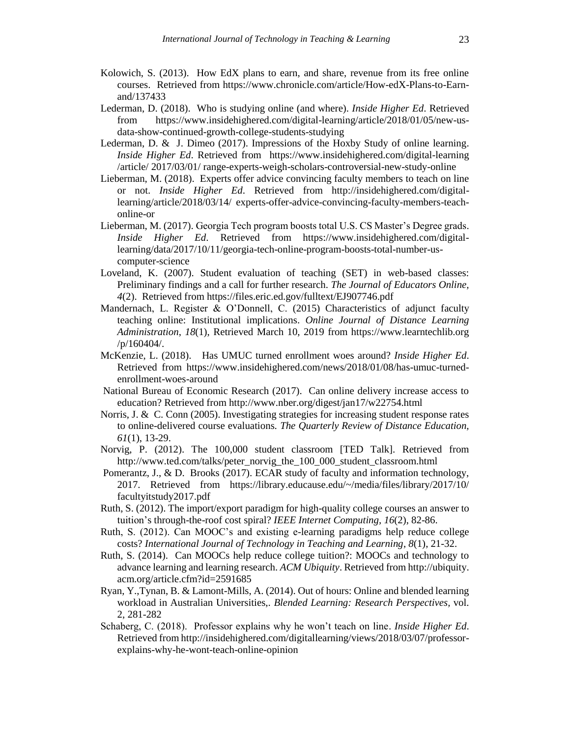Kolowich, S. (2013). How EdX plans to earn, and share, revenue from its free online courses. Retrieved from https://www.chronicle.com/article/How-edX-Plans-to-Earn-and/137433

Lederman, D. (2018). Who is studying online (and where). *Inside Higher Ed*. Retrieved from https://www.insidehighered.com/digital-learning/article/2018/01/05/new-us-data-show-continued-growth-college-students-studying

Lederman, D. & J. Dimeo (2017). Impressions of the Hoxby Study of online learning. *Inside Higher Ed*. Retrieved from https://www.insidehighered.com/digital-learning /article/ 2017/03/01/ range-experts-weigh-scholars-controversial-new-study-online

Lieberman, M. (2018). Experts offer advice convincing faculty members to teach on line or not. *Inside Higher Ed*. Retrieved from http://insidehighered.com/digital-learning/article/2018/03/14/ experts-offer-advice-convincing-faculty-members-teach-online-or

Lieberman, M. (2017). Georgia Tech program boosts total U.S. CS Master's Degree grads. *Inside Higher Ed*. Retrieved from https://www.insidehighered.com/digital-learning/data/2017/10/11/georgia-tech-online-program-boosts-total-number-us-computer-science

Loveland, K. (2007). Student evaluation of teaching (SET) in web-based classes: Preliminary findings and a call for further research. *The Journal of Educators Online, 4*(2). Retrieved from https://files.eric.ed.gov/fulltext/EJ907746.pdf

Mandernach, L. Register & O'Donnell, C. (2015) Characteristics of adjunct faculty teaching online: Institutional implications. *Online Journal of Distance Learning Administration*, *18*(1), Retrieved March 10, 2019 from https://www.learntechlib.org /p/160404/.

McKenzie, L. (2018). Has UMUC turned enrollment woes around? *Inside Higher Ed*. Retrieved from https://www.insidehighered.com/news/2018/01/08/has-umuc-turned-enrollment-woes-around

National Bureau of Economic Research (2017). Can online delivery increase access to education? Retrieved from http://www.nber.org/digest/jan17/w22754.html

Norris, J. & C. Conn (2005). Investigating strategies for increasing student response rates to online-delivered course evaluations. *The Quarterly Review of Distance Education, 61*(1), 13-29.

Norvig, P. (2012). The 100,000 student classroom [TED Talk]. Retrieved from http://www.ted.com/talks/peter_norvig_the_100_000_student_classroom.html

Pomerantz, J., & D. Brooks (2017). ECAR study of faculty and information technology, 2017. Retrieved from https://library.educause.edu/~/media/files/library/2017/10/ facultyitstudy2017.pdf

Ruth, S. (2012). The import/export paradigm for high-quality college courses an answer to tuition's through-the-roof cost spiral? *IEEE Internet Computing, 16*(2), 82-86.

Ruth, S. (2012). Can MOOC's and existing e-learning paradigms help reduce college costs? *International Journal of Technology in Teaching and Learning*, *8*(1), 21-32.

Ruth, S. (2014). Can MOOCs help reduce college tuition?: MOOCs and technology to advance learning and learning research. *ACM Ubiquity*. Retrieved from http://ubiquity. acm.org/article.cfm?id=2591685

Ryan, Y.,Tynan, B. & Lamont-Mills, A. (2014). Out of hours: Online and blended learning workload in Australian Universities,. *Blended Learning: Research Perspectives,* vol. 2, 281-282

Schaberg, C. (2018). Professor explains why he won't teach on line. *Inside Higher Ed*. Retrieved from http://insidehighered.com/digitallearning/views/2018/03/07/professor-explains-why-he-wont-teach-online-opinion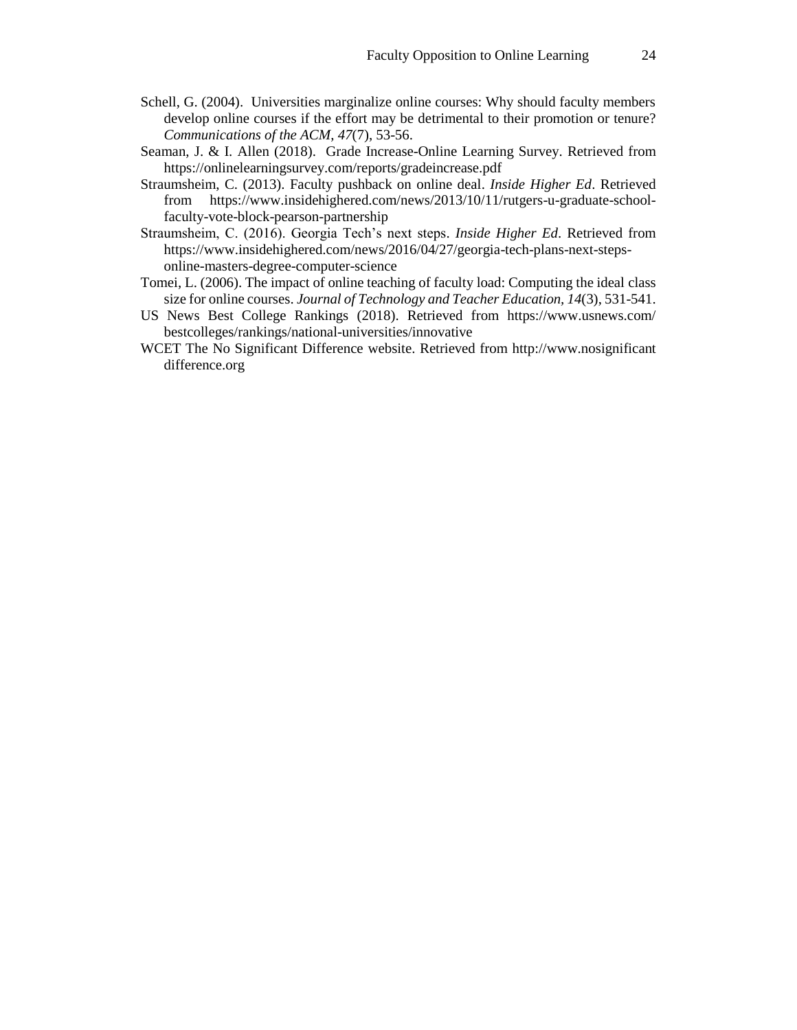Schell, G. (2004). Universities marginalize online courses: Why should faculty members develop online courses if the effort may be detrimental to their promotion or tenure? *Communications of the ACM*, *47*(7), 53-56.

Seaman, J. & I. Allen (2018). Grade Increase-Online Learning Survey. Retrieved from https://onlinelearningsurvey.com/reports/gradeincrease.pdf

Straumsheim, C. (2013). Faculty pushback on online deal. *Inside Higher Ed*. Retrieved from https://www.insidehighered.com/news/2013/10/11/rutgers-u-graduate-school-faculty-vote-block-pearson-partnership

Straumsheim, C. (2016). Georgia Tech's next steps. *Inside Higher Ed*. Retrieved from https://www.insidehighered.com/news/2016/04/27/georgia-tech-plans-next-steps-online-masters-degree-computer-science

Tomei, L. (2006). The impact of online teaching of faculty load: Computing the ideal class size for online courses. *Journal of Technology and Teacher Education, 14*(3), 531-541.

US News Best College Rankings (2018). Retrieved from https://www.usnews.com/bestcolleges/rankings/national-universities/innovative

WCET The No Significant Difference website. Retrieved from http://www.nosignificantdifference.org